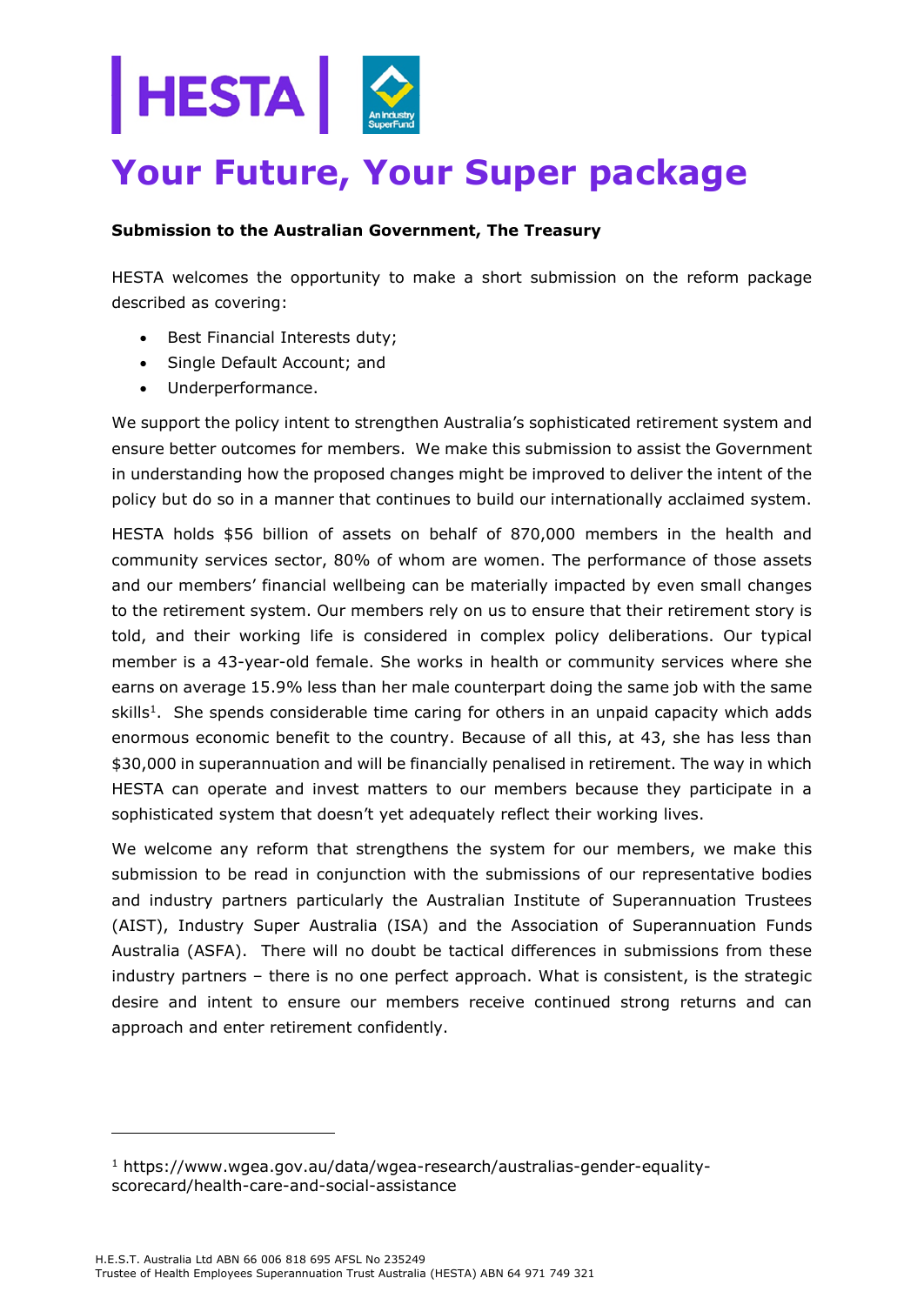# Your Future, Your Super package

**Submission to the Australian Government, The Treasury**

HESTA welcomes the opportunity to make a short submission on the reform package described as covering:

- Best Financial Interests duty;
- Single Default Account; and
- Underperformance.

We support the policy intent to strengthen Australia's sophisticated retirement system and ensure better outcomes for members. We make this submission to assist the Government in understanding how the proposed changes might be improved to deliver the intent of the policy but do so in a manner that continues to build our internationally acclaimed system.

HESTA holds $56 billion of assets on behalf of 870,000 members in the health and community services sector, 80% of whom are women. The performance of those assets and our members' financial wellbeing can be materially impacted by even small changes to the retirement system. Our members rely on us to ensure that their retirement story is told, and their working life is considered in complex policy deliberations. Our typical member is a 43-year-old female. She works in health or community services where she earns on average 15.9% less than her male counterpart doing the same job with the same skills[1]. She spends considerable time caring for others in an unpaid capacity which adds enormous economic benefit to the country. Because of all this, at 43, she has less than $30,000 in superannuation and will be financially penalised in retirement. The way in which HESTA can operate and invest matters to our members because they participate in a sophisticated system that doesn't yet adequately reflect their working lives.

We welcome any reform that strengthens the system for our members, we make this submission to be read in conjunction with the submissions of our representative bodies and industry partners particularly the Australian Institute of Superannuation Trustees (AIST), Industry Super Australia (ISA) and the Association of Superannuation Funds Australia (ASFA). There will no doubt be tactical differences in submissions from these industry partners – there is no one perfect approach. What is consistent, is the strategic desire and intent to ensure our members receive continued strong returns and can approach and enter retirement confidently.

---

[1] https://www.wgea.gov.au/data/wgea-research/australias-gender-equality-scorecard/health-care-and-social-assistance

H.E.S.T. Australia Ltd ABN 66 006 818 695 AFSL No 235249
Trustee of Health Employees Superannuation Trust Australia (HESTA) ABN 64 971 749 321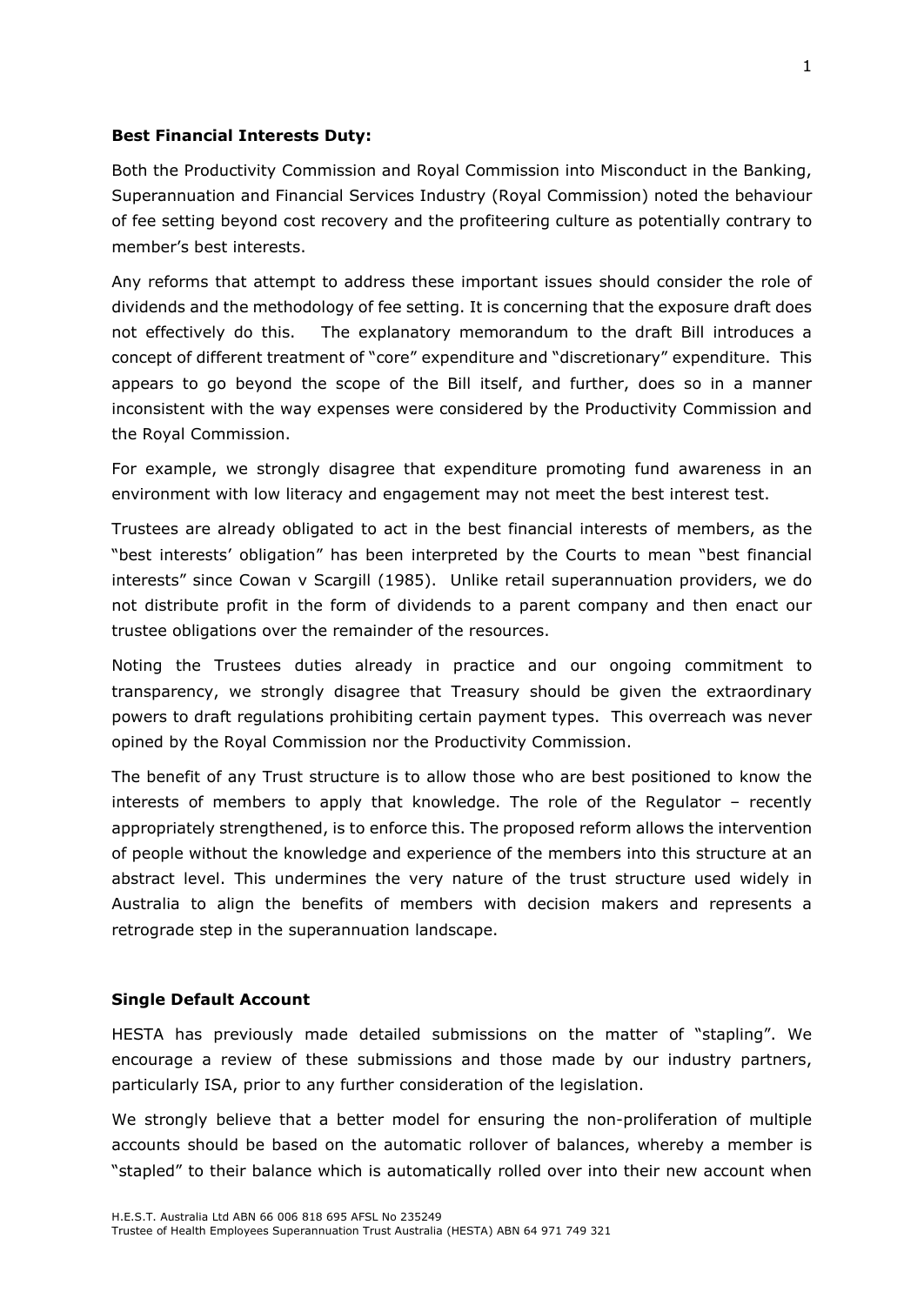**Best Financial Interests Duty:**

Both the Productivity Commission and Royal Commission into Misconduct in the Banking, Superannuation and Financial Services Industry (Royal Commission) noted the behaviour of fee setting beyond cost recovery and the profiteering culture as potentially contrary to member's best interests.

Any reforms that attempt to address these important issues should consider the role of dividends and the methodology of fee setting. It is concerning that the exposure draft does not effectively do this. The explanatory memorandum to the draft Bill introduces a concept of different treatment of "core" expenditure and "discretionary" expenditure. This appears to go beyond the scope of the Bill itself, and further, does so in a manner inconsistent with the way expenses were considered by the Productivity Commission and the Royal Commission.

For example, we strongly disagree that expenditure promoting fund awareness in an environment with low literacy and engagement may not meet the best interest test.

Trustees are already obligated to act in the best financial interests of members, as the "best interests' obligation" has been interpreted by the Courts to mean "best financial interests" since Cowan v Scargill (1985). Unlike retail superannuation providers, we do not distribute profit in the form of dividends to a parent company and then enact our trustee obligations over the remainder of the resources.

Noting the Trustees duties already in practice and our ongoing commitment to transparency, we strongly disagree that Treasury should be given the extraordinary powers to draft regulations prohibiting certain payment types. This overreach was never opined by the Royal Commission nor the Productivity Commission.

The benefit of any Trust structure is to allow those who are best positioned to know the interests of members to apply that knowledge. The role of the Regulator – recently appropriately strengthened, is to enforce this. The proposed reform allows the intervention of people without the knowledge and experience of the members into this structure at an abstract level. This undermines the very nature of the trust structure used widely in Australia to align the benefits of members with decision makers and represents a retrograde step in the superannuation landscape.

**Single Default Account**

HESTA has previously made detailed submissions on the matter of "stapling". We encourage a review of these submissions and those made by our industry partners, particularly ISA, prior to any further consideration of the legislation.

We strongly believe that a better model for ensuring the non-proliferation of multiple accounts should be based on the automatic rollover of balances, whereby a member is "stapled" to their balance which is automatically rolled over into their new account when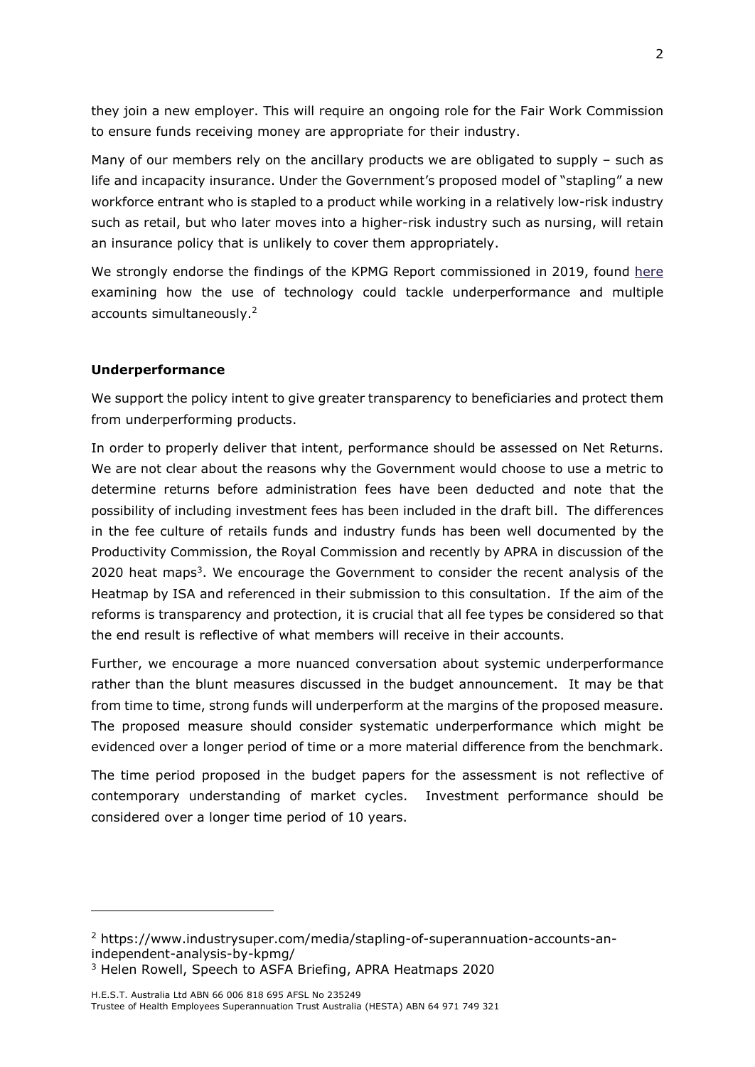they join a new employer. This will require an ongoing role for the Fair Work Commission to ensure funds receiving money are appropriate for their industry.

Many of our members rely on the ancillary products we are obligated to supply – such as life and incapacity insurance. Under the Government's proposed model of "stapling" a new workforce entrant who is stapled to a product while working in a relatively low-risk industry such as retail, but who later moves into a higher-risk industry such as nursing, will retain an insurance policy that is unlikely to cover them appropriately.

We strongly endorse the findings of the KPMG Report commissioned in 2019, found here examining how the use of technology could tackle underperformance and multiple accounts simultaneously.[2]

**Underperformance**

We support the policy intent to give greater transparency to beneficiaries and protect them from underperforming products.

In order to properly deliver that intent, performance should be assessed on Net Returns. We are not clear about the reasons why the Government would choose to use a metric to determine returns before administration fees have been deducted and note that the possibility of including investment fees has been included in the draft bill. The differences in the fee culture of retails funds and industry funds has been well documented by the Productivity Commission, the Royal Commission and recently by APRA in discussion of the 2020 heat maps[3]. We encourage the Government to consider the recent analysis of the Heatmap by ISA and referenced in their submission to this consultation. If the aim of the reforms is transparency and protection, it is crucial that all fee types be considered so that the end result is reflective of what members will receive in their accounts.

Further, we encourage a more nuanced conversation about systemic underperformance rather than the blunt measures discussed in the budget announcement. It may be that from time to time, strong funds will underperform at the margins of the proposed measure. The proposed measure should consider systematic underperformance which might be evidenced over a longer period of time or a more material difference from the benchmark.

The time period proposed in the budget papers for the assessment is not reflective of contemporary understanding of market cycles. Investment performance should be considered over a longer time period of 10 years.

---

[2] https://www.industrysuper.com/media/stapling-of-superannuation-accounts-an-independent-analysis-by-kpmg/

[3] Helen Rowell, Speech to ASFA Briefing, APRA Heatmaps 2020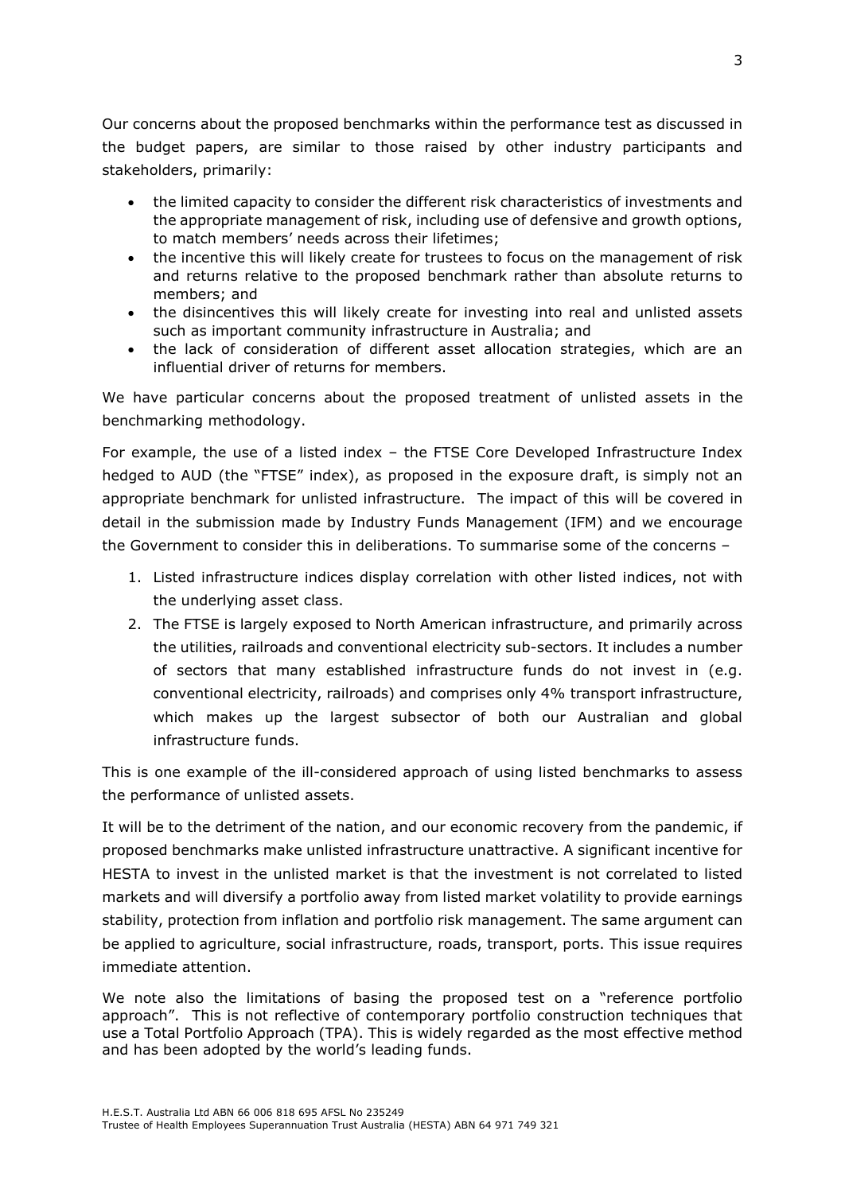Our concerns about the proposed benchmarks within the performance test as discussed in the budget papers, are similar to those raised by other industry participants and stakeholders, primarily:

- the limited capacity to consider the different risk characteristics of investments and the appropriate management of risk, including use of defensive and growth options, to match members' needs across their lifetimes;
- the incentive this will likely create for trustees to focus on the management of risk and returns relative to the proposed benchmark rather than absolute returns to members; and
- the disincentives this will likely create for investing into real and unlisted assets such as important community infrastructure in Australia; and
- the lack of consideration of different asset allocation strategies, which are an influential driver of returns for members.

We have particular concerns about the proposed treatment of unlisted assets in the benchmarking methodology.

For example, the use of a listed index – the FTSE Core Developed Infrastructure Index hedged to AUD (the "FTSE" index), as proposed in the exposure draft, is simply not an appropriate benchmark for unlisted infrastructure. The impact of this will be covered in detail in the submission made by Industry Funds Management (IFM) and we encourage the Government to consider this in deliberations. To summarise some of the concerns –

1. Listed infrastructure indices display correlation with other listed indices, not with the underlying asset class.
2. The FTSE is largely exposed to North American infrastructure, and primarily across the utilities, railroads and conventional electricity sub-sectors. It includes a number of sectors that many established infrastructure funds do not invest in (e.g. conventional electricity, railroads) and comprises only 4% transport infrastructure, which makes up the largest subsector of both our Australian and global infrastructure funds.

This is one example of the ill-considered approach of using listed benchmarks to assess the performance of unlisted assets.

It will be to the detriment of the nation, and our economic recovery from the pandemic, if proposed benchmarks make unlisted infrastructure unattractive. A significant incentive for HESTA to invest in the unlisted market is that the investment is not correlated to listed markets and will diversify a portfolio away from listed market volatility to provide earnings stability, protection from inflation and portfolio risk management. The same argument can be applied to agriculture, social infrastructure, roads, transport, ports. This issue requires immediate attention.

We note also the limitations of basing the proposed test on a "reference portfolio approach". This is not reflective of contemporary portfolio construction techniques that use a Total Portfolio Approach (TPA). This is widely regarded as the most effective method and has been adopted by the world's leading funds.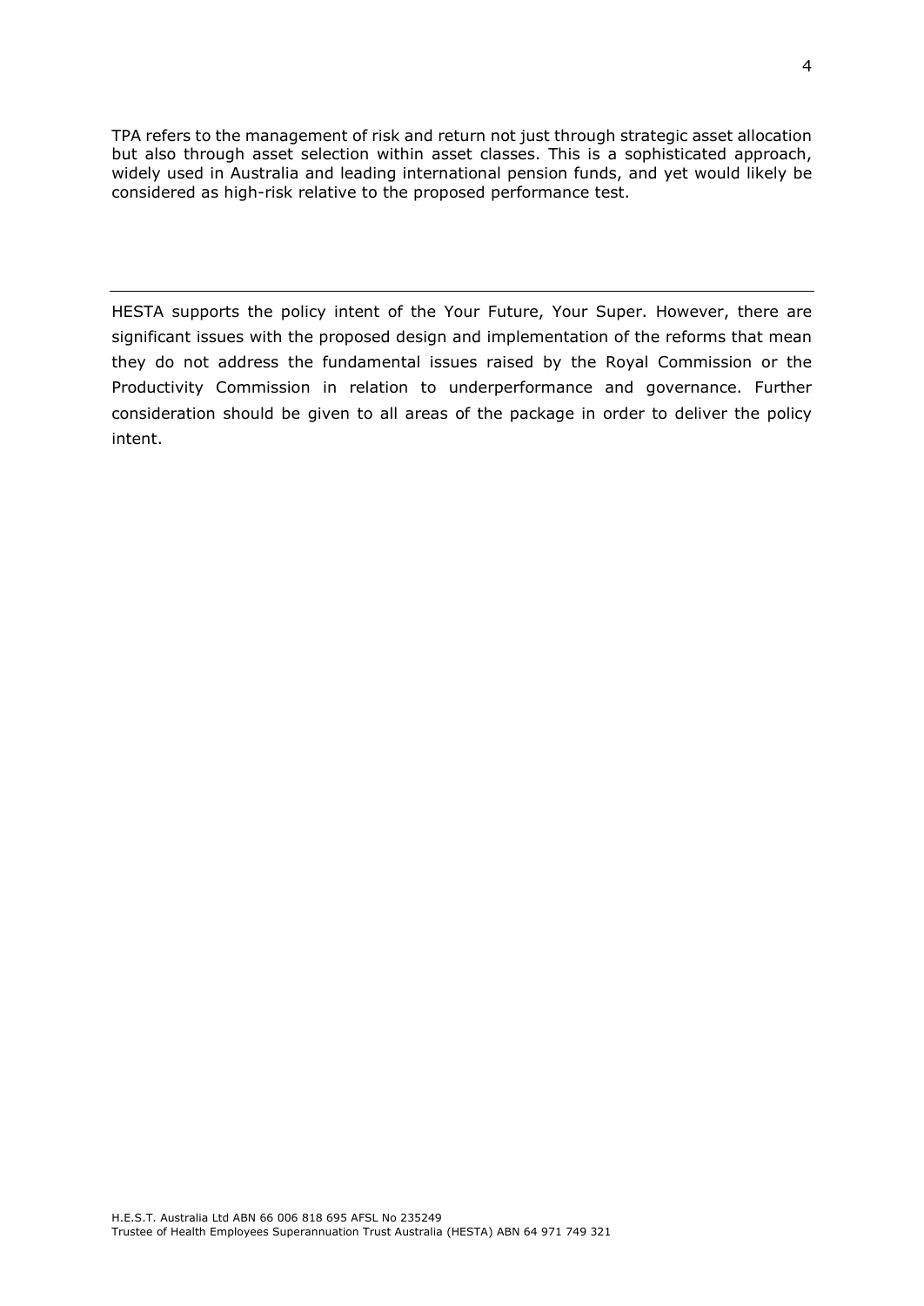TPA refers to the management of risk and return not just through strategic asset allocation but also through asset selection within asset classes. This is a sophisticated approach, widely used in Australia and leading international pension funds, and yet would likely be considered as high-risk relative to the proposed performance test.

---

HESTA supports the policy intent of the Your Future, Your Super. However, there are significant issues with the proposed design and implementation of the reforms that mean they do not address the fundamental issues raised by the Royal Commission or the Productivity Commission in relation to underperformance and governance. Further consideration should be given to all areas of the package in order to deliver the policy intent.

H.E.S.T. Australia Ltd ABN 66 006 818 695 AFSL No 235249
Trustee of Health Employees Superannuation Trust Australia (HESTA) ABN 64 971 749 321